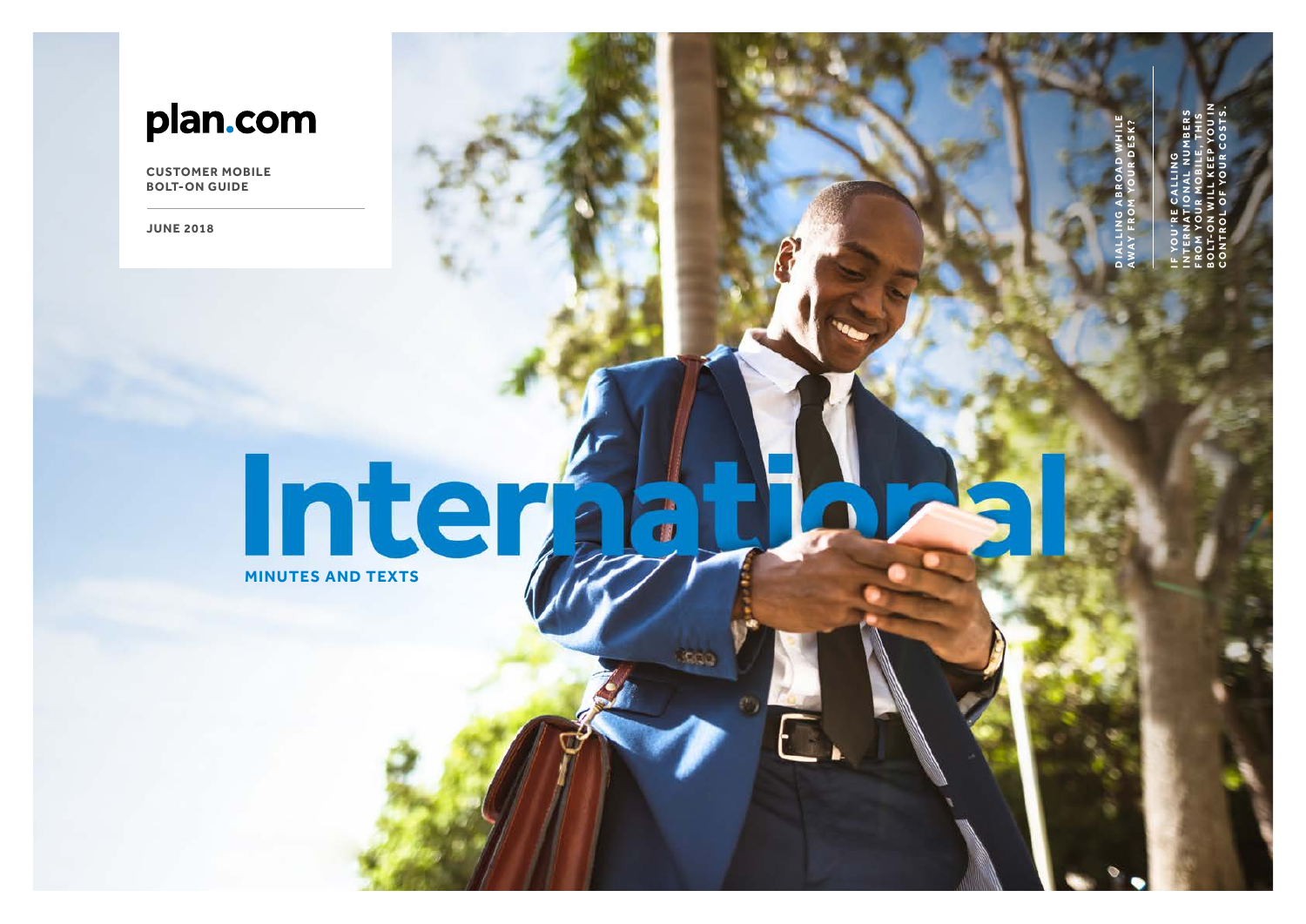plan.com

CUSTOMER MOBILE BOLT-ON GUIDE

JUNE 2018

# International

## MINUTES AND TEXTS

DIALLING ABROAD WHILE AWAY FROM YOUR DESK?

IF YOU'RE CALLING INTERNATIONAL NUMBERS FROM YOUR MOBILE, THIS BOLT-ON WILL KEEP YOU IN CONTROL OF YOUR COSTS.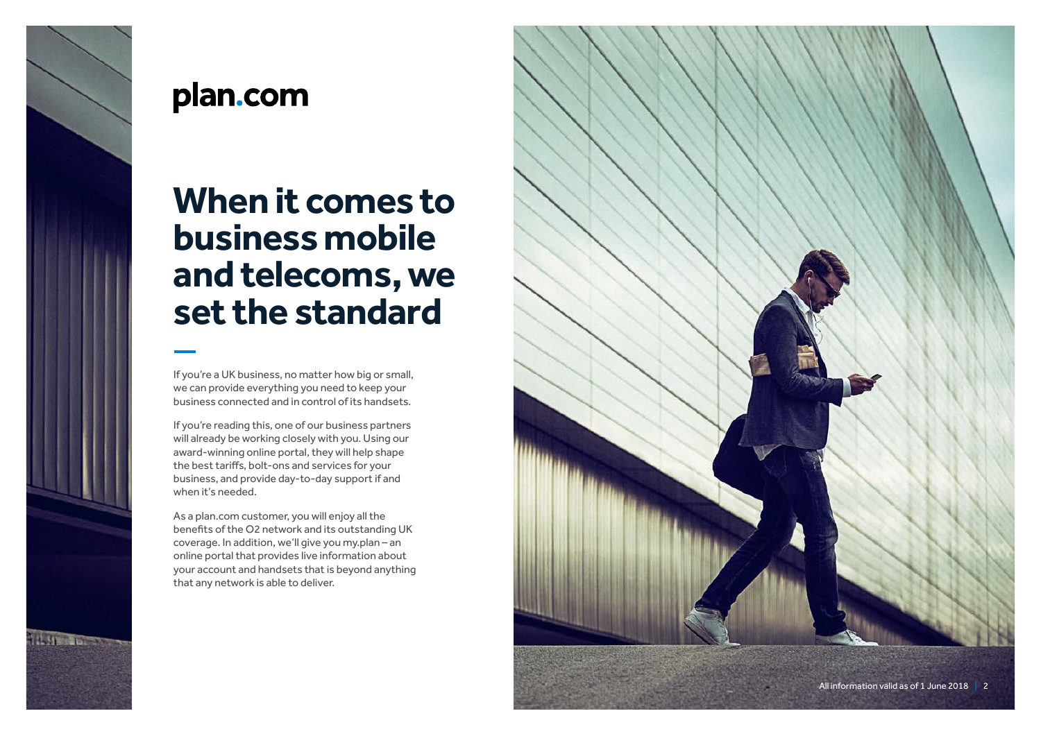plan.com

# When it comes to business mobile and telecoms, we set the standard

If you're a UK business, no matter how big or small, we can provide everything you need to keep your business connected and in control of its handsets.

If you're reading this, one of our business partners will already be working closely with you. Using our award-winning online portal, they will help shape the best tariffs, bolt-ons and services for your business, and provide day-to-day support if and when it's needed.

As a plan.com customer, you will enjoy all the benefits of the O2 network and its outstanding UK coverage. In addition, we'll give you my.plan – an online portal that provides live information about your account and handsets that is beyond anything that any network is able to deliver.

All information valid as of 1 June 2018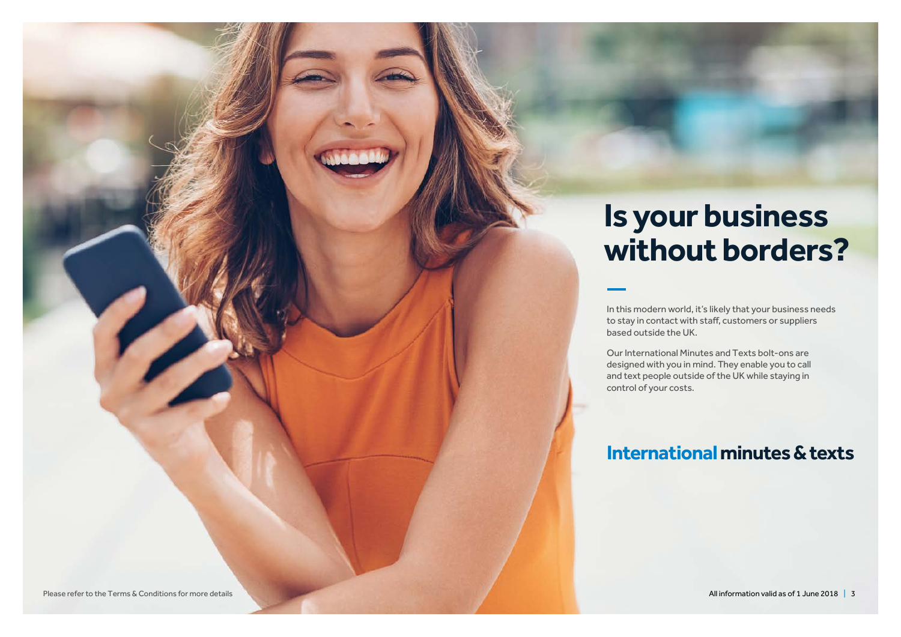# Is your business without borders?

In this modern world, it's likely that your business needs to stay in contact with staff, customers or suppliers based outside the UK.

Our International Minutes and Texts bolt-ons are designed with you in mind. They enable you to call and text people outside of the UK while staying in control of your costs.

## International minutes & texts

Please refer to the Terms & Conditions for more details

All information valid as of 1 June 2018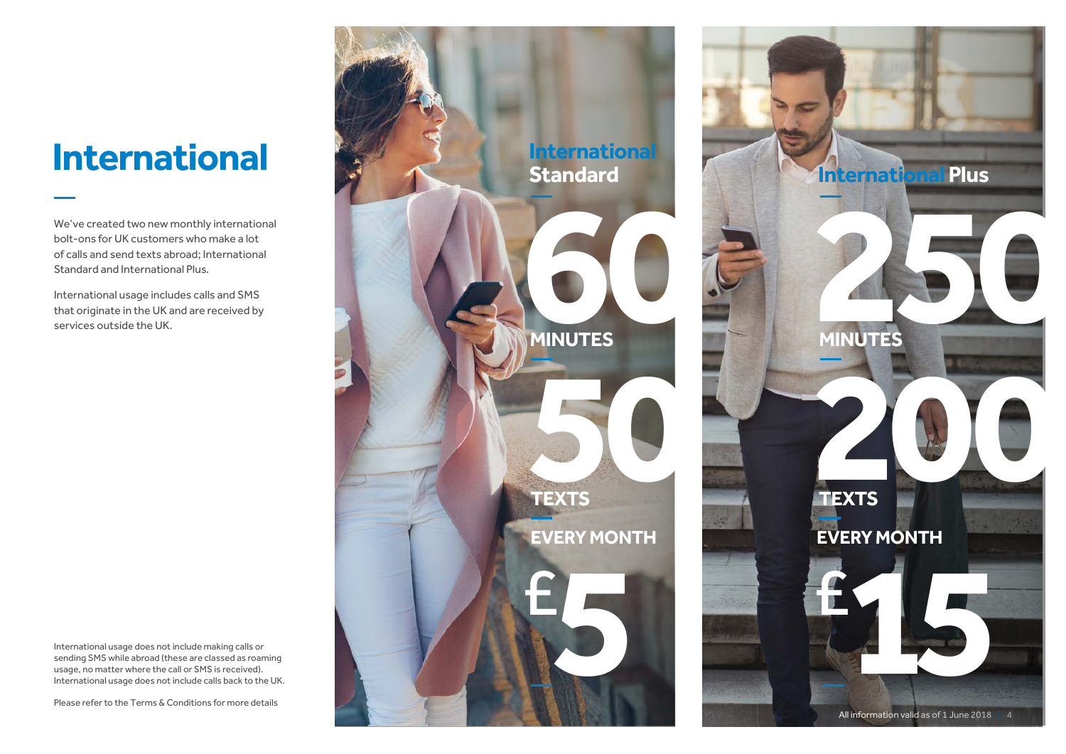# International

We've created two new monthly international bolt-ons for UK customers who make a lot of calls and send texts abroad; International Standard and International Plus.

International usage includes calls and SMS that originate in the UK and are received by services outside the UK.

International usage does not include making calls or sending SMS while abroad (these are classed as roaming usage, no matter where the call or SMS is received). International usage does not include calls back to the UK.

Please refer to the Terms & Conditions for more details

## International Standard

**60** MINUTES

**50** TEXTS

EVERY MONTH

**£5**

## International Plus

**250** MINUTES

**200** TEXTS

EVERY MONTH

**£15**

All information valid as of 1 June 2018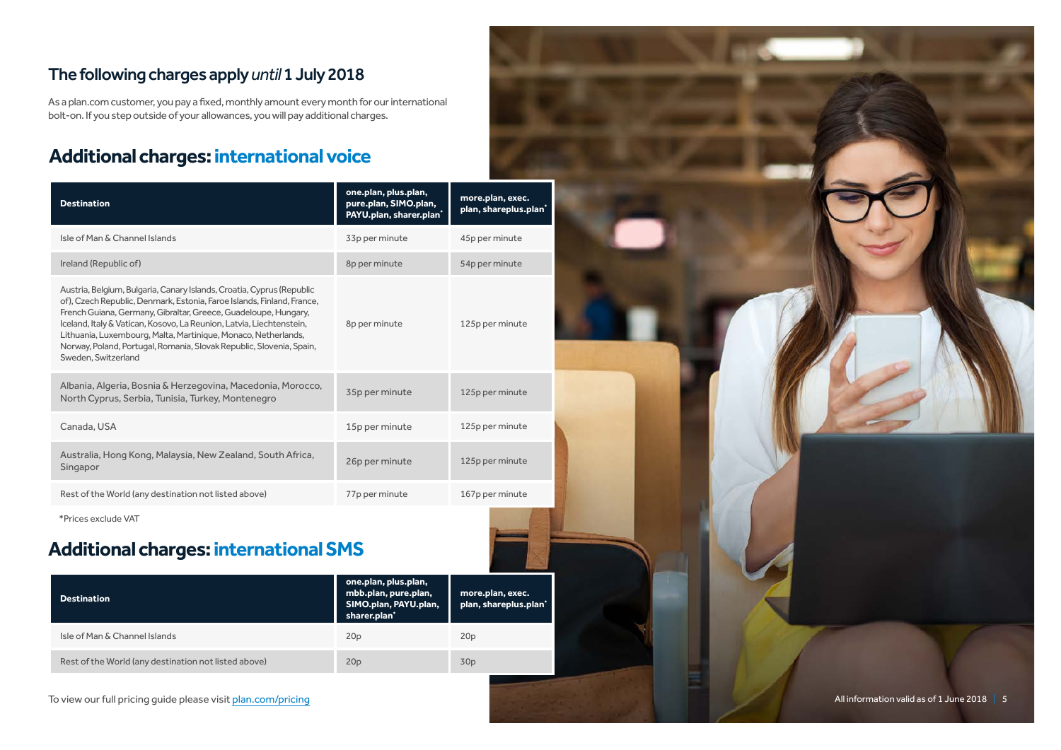## The following charges apply *until* 1 July 2018

As a plan.com customer, you pay a fixed, monthly amount every month for our international bolt-on. If you step outside of your allowances, you will pay additional charges.

## Additional charges: international voice

| Destination | one.plan, plus.plan, pure.plan, SIMO.plan, PAYU.plan, sharer.plan* | more.plan, exec. plan, shareplus.plan* |
|---|---|---|
| Isle of Man & Channel Islands | 33p per minute | 45p per minute |
| Ireland (Republic of) | 8p per minute | 54p per minute |
| Austria, Belgium, Bulgaria, Canary Islands, Croatia, Cyprus (Republic of), Czech Republic, Denmark, Estonia, Faroe Islands, Finland, France, French Guiana, Germany, Gibraltar, Greece, Guadeloupe, Hungary, Iceland, Italy & Vatican, Kosovo, La Reunion, Latvia, Liechtenstein, Lithuania, Luxembourg, Malta, Martinique, Monaco, Netherlands, Norway, Poland, Portugal, Romania, Slovak Republic, Slovenia, Spain, Sweden, Switzerland | 8p per minute | 125p per minute |
| Albania, Algeria, Bosnia & Herzegovina, Macedonia, Morocco, North Cyprus, Serbia, Tunisia, Turkey, Montenegro | 35p per minute | 125p per minute |
| Canada, USA | 15p per minute | 125p per minute |
| Australia, Hong Kong, Malaysia, New Zealand, South Africa, Singapor | 26p per minute | 125p per minute |
| Rest of the World (any destination not listed above) | 77p per minute | 167p per minute |

*Prices exclude VAT

## Additional charges: international SMS

| Destination | one.plan, plus.plan, mbb.plan, pure.plan, SIMO.plan, PAYU.plan, sharer.plan* | more.plan, exec. plan, shareplus.plan* |
|---|---|---|
| Isle of Man & Channel Islands | 20p | 20p |
| Rest of the World (any destination not listed above) | 20p | 30p |

To view our full pricing guide please visit plan.com/pricing

All information valid as of 1 June 2018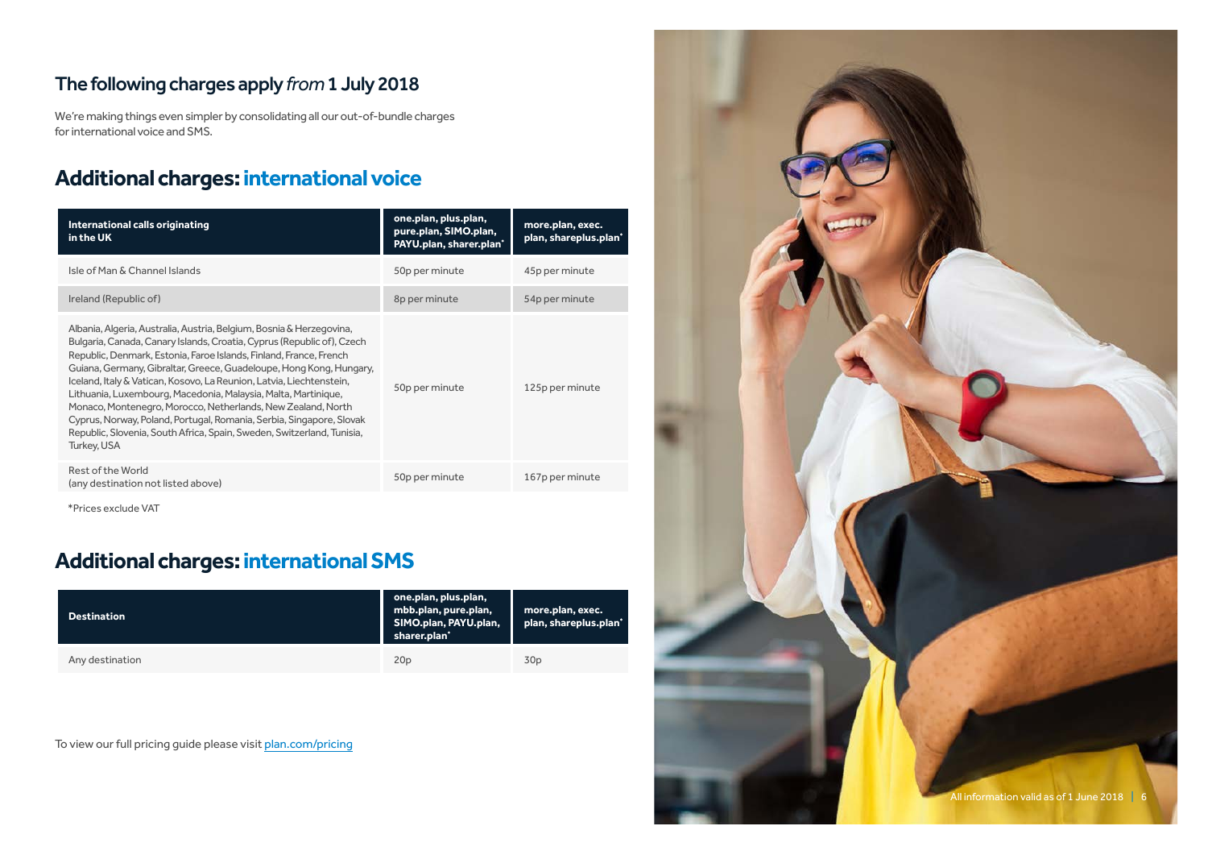## The following charges apply *from* 1 July 2018

We're making things even simpler by consolidating all our out-of-bundle charges for international voice and SMS.

## Additional charges: international voice

| International calls originating in the UK | one.plan, plus.plan, pure.plan, SIMO.plan, PAYU.plan, sharer.plan* | more.plan, exec. plan, shareplus.plan* |
|---|---|---|
| Isle of Man & Channel Islands | 50p per minute | 45p per minute |
| Ireland (Republic of) | 8p per minute | 54p per minute |
| Albania, Algeria, Australia, Austria, Belgium, Bosnia & Herzegovina, Bulgaria, Canada, Canary Islands, Croatia, Cyprus (Republic of), Czech Republic, Denmark, Estonia, Faroe Islands, Finland, France, French Guiana, Germany, Gibraltar, Greece, Guadeloupe, Hong Kong, Hungary, Iceland, Italy & Vatican, Kosovo, La Reunion, Latvia, Liechtenstein, Lithuania, Luxembourg, Macedonia, Malaysia, Malta, Martinique, Monaco, Montenegro, Morocco, Netherlands, New Zealand, North Cyprus, Norway, Poland, Portugal, Romania, Serbia, Singapore, Slovak Republic, Slovenia, South Africa, Spain, Sweden, Switzerland, Tunisia, Turkey, USA | 50p per minute | 125p per minute |
| Rest of the World (any destination not listed above) | 50p per minute | 167p per minute |

*Prices exclude VAT

## Additional charges: international SMS

| Destination | one.plan, plus.plan, mbb.plan, pure.plan, SIMO.plan, PAYU.plan, sharer.plan* | more.plan, exec. plan, shareplus.plan* |
|---|---|---|
| Any destination | 20p | 30p |

To view our full pricing guide please visit plan.com/pricing

All information valid as of 1 June 2018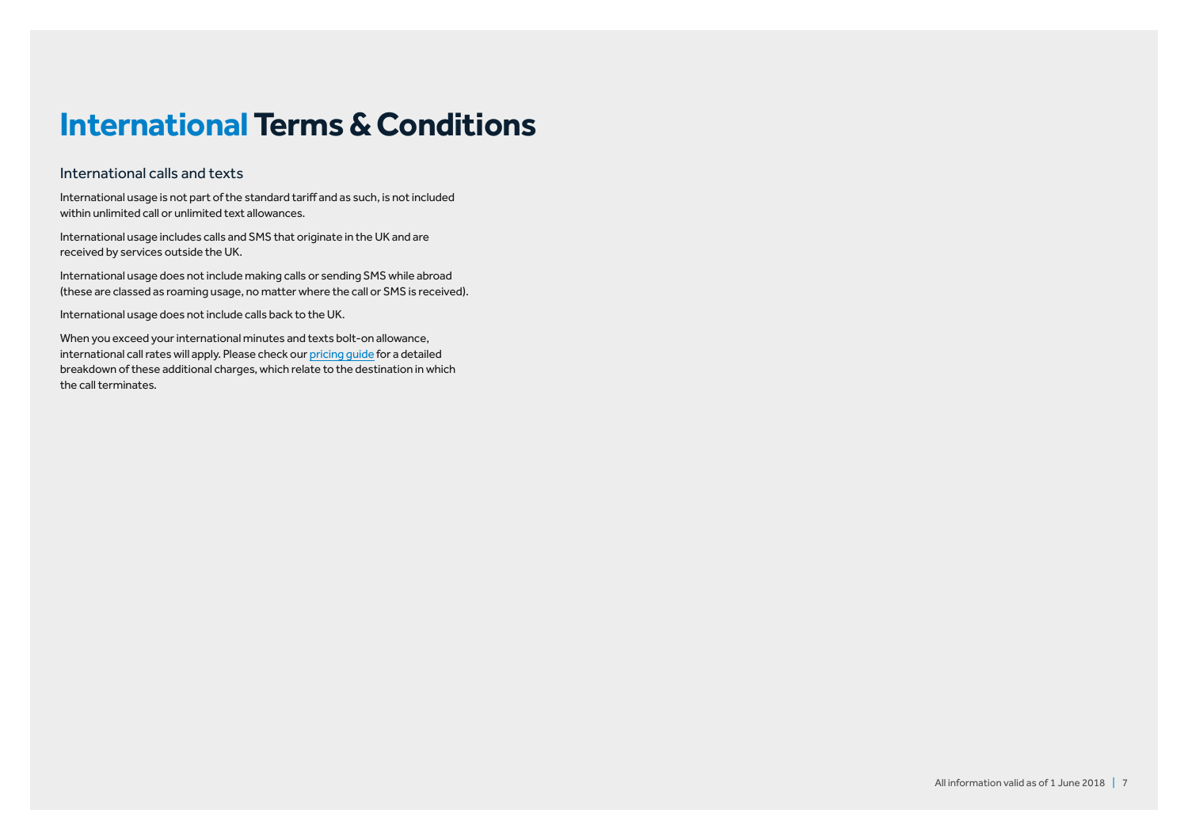# International Terms & Conditions

## International calls and texts

International usage is not part of the standard tariff and as such, is not included within unlimited call or unlimited text allowances.

International usage includes calls and SMS that originate in the UK and are received by services outside the UK.

International usage does not include making calls or sending SMS while abroad (these are classed as roaming usage, no matter where the call or SMS is received).

International usage does not include calls back to the UK.

When you exceed your international minutes and texts bolt-on allowance, international call rates will apply. Please check our pricing guide for a detailed breakdown of these additional charges, which relate to the destination in which the call terminates.

All information valid as of 1 June 2018